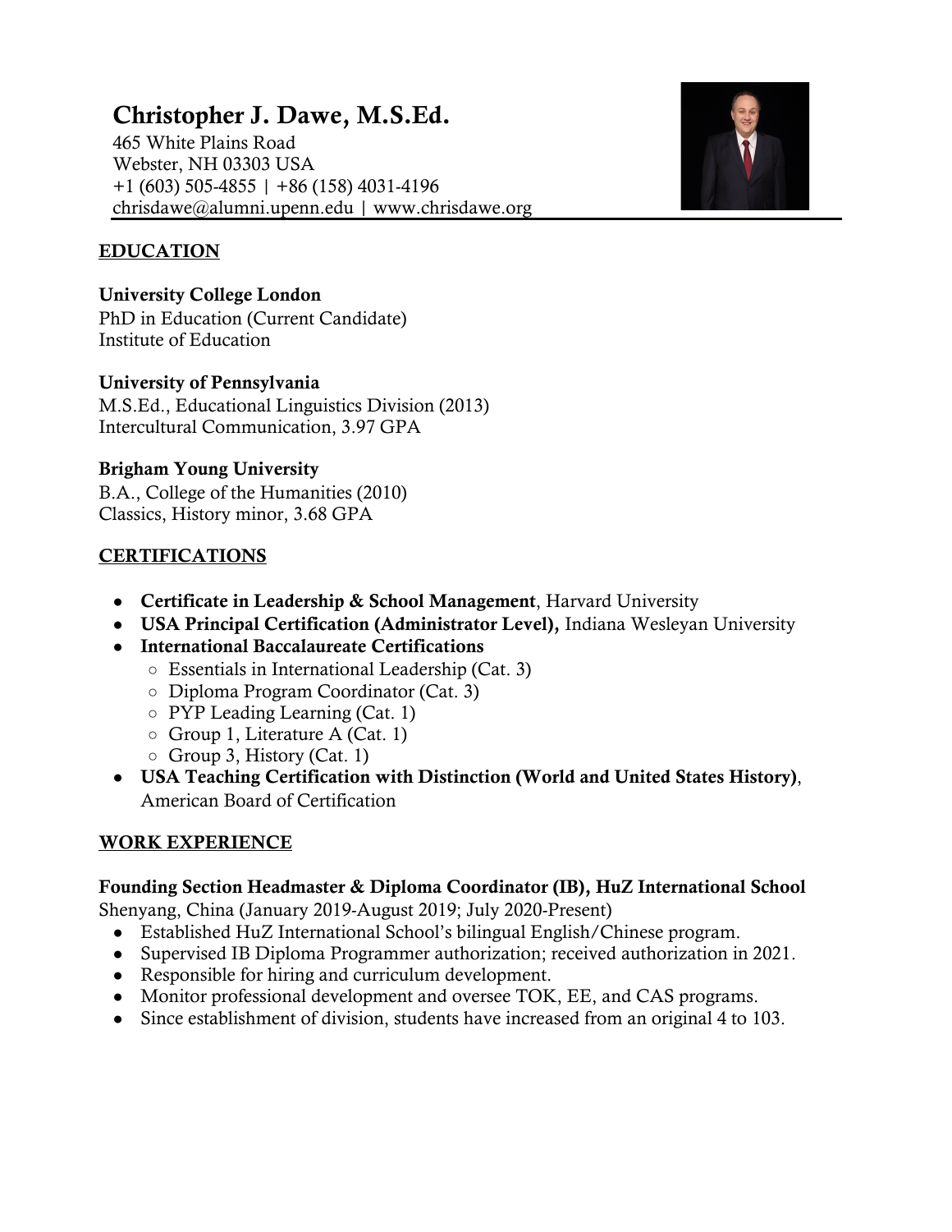# Christopher J. Dawe, M.S.Ed.

465 White Plains Road
Webster, NH 03303 USA
+1 (603) 505-4855 | +86 (158) 4031-4196
chrisdawe@alumni.upenn.edu | www.chrisdawe.org

## EDUCATION

**University College London**
PhD in Education (Current Candidate)
Institute of Education

**University of Pennsylvania**
M.S.Ed., Educational Linguistics Division (2013)
Intercultural Communication, 3.97 GPA

**Brigham Young University**
B.A., College of the Humanities (2010)
Classics, History minor, 3.68 GPA

## CERTIFICATIONS

- **Certificate in Leadership & School Management**, Harvard University
- **USA Principal Certification (Administrator Level),** Indiana Wesleyan University
- **International Baccalaureate Certifications**
  - Essentials in International Leadership (Cat. 3)
  - Diploma Program Coordinator (Cat. 3)
  - PYP Leading Learning (Cat. 1)
  - Group 1, Literature A (Cat. 1)
  - Group 3, History (Cat. 1)
- **USA Teaching Certification with Distinction (World and United States History)**, American Board of Certification

## WORK EXPERIENCE

**Founding Section Headmaster & Diploma Coordinator (IB), HuZ International School**
Shenyang, China (January 2019-August 2019; July 2020-Present)

- Established HuZ International School's bilingual English/Chinese program.
- Supervised IB Diploma Programmer authorization; received authorization in 2021.
- Responsible for hiring and curriculum development.
- Monitor professional development and oversee TOK, EE, and CAS programs.
- Since establishment of division, students have increased from an original 4 to 103.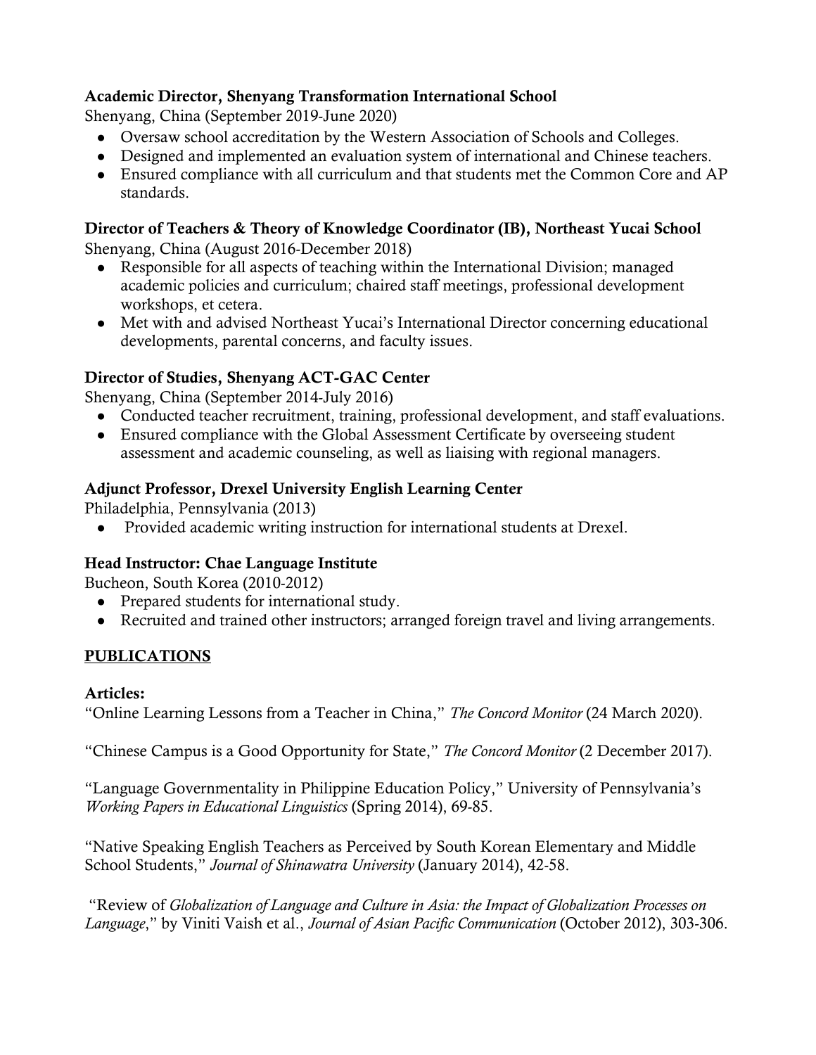**Academic Director, Shenyang Transformation International School**
Shenyang, China (September 2019-June 2020)

- Oversaw school accreditation by the Western Association of Schools and Colleges.
- Designed and implemented an evaluation system of international and Chinese teachers.
- Ensured compliance with all curriculum and that students met the Common Core and AP standards.

**Director of Teachers & Theory of Knowledge Coordinator (IB), Northeast Yucai School**
Shenyang, China (August 2016-December 2018)

- Responsible for all aspects of teaching within the International Division; managed academic policies and curriculum; chaired staff meetings, professional development workshops, et cetera.
- Met with and advised Northeast Yucai's International Director concerning educational developments, parental concerns, and faculty issues.

**Director of Studies, Shenyang ACT-GAC Center**
Shenyang, China (September 2014-July 2016)

- Conducted teacher recruitment, training, professional development, and staff evaluations.
- Ensured compliance with the Global Assessment Certificate by overseeing student assessment and academic counseling, as well as liaising with regional managers.

**Adjunct Professor, Drexel University English Learning Center**
Philadelphia, Pennsylvania (2013)

- Provided academic writing instruction for international students at Drexel.

**Head Instructor: Chae Language Institute**
Bucheon, South Korea (2010-2012)

- Prepared students for international study.
- Recruited and trained other instructors; arranged foreign travel and living arrangements.

## PUBLICATIONS

**Articles:**

"Online Learning Lessons from a Teacher in China," *The Concord Monitor* (24 March 2020).

"Chinese Campus is a Good Opportunity for State," *The Concord Monitor* (2 December 2017).

"Language Governmentality in Philippine Education Policy," University of Pennsylvania's *Working Papers in Educational Linguistics* (Spring 2014), 69-85.

"Native Speaking English Teachers as Perceived by South Korean Elementary and Middle School Students," *Journal of Shinawatra University* (January 2014), 42-58.

"Review of *Globalization of Language and Culture in Asia: the Impact of Globalization Processes on Language*," by Viniti Vaish et al., *Journal of Asian Pacific Communication* (October 2012), 303-306.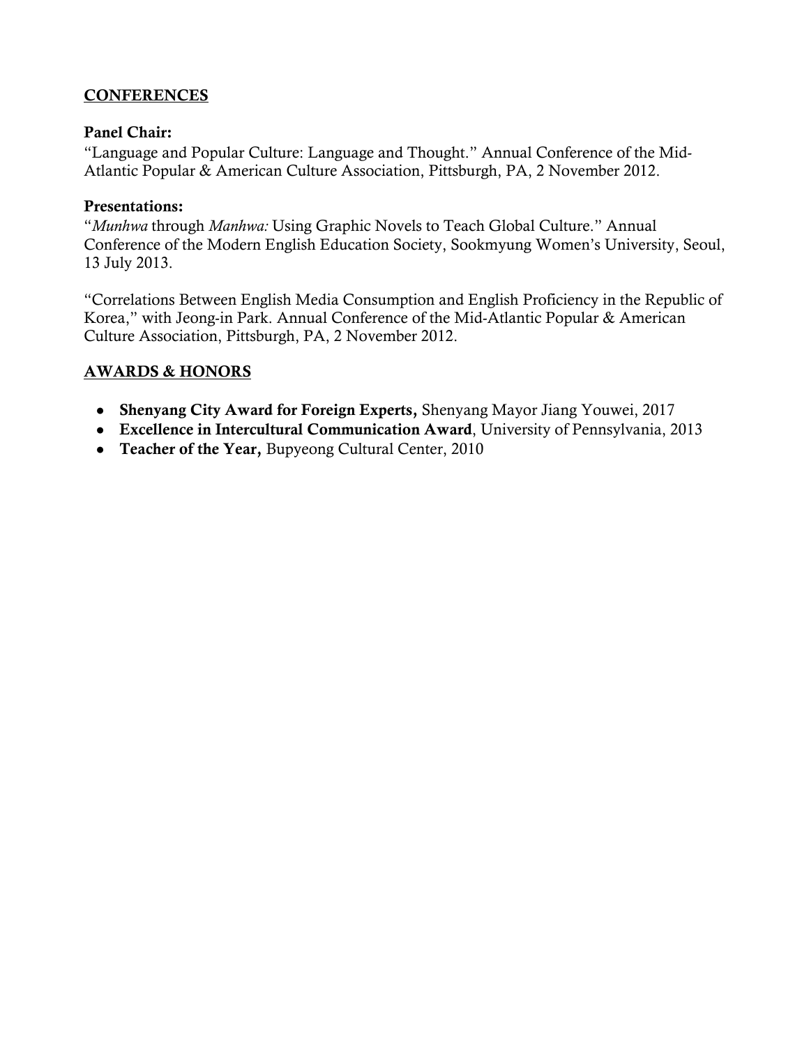## CONFERENCES

**Panel Chair:**

"Language and Popular Culture: Language and Thought." Annual Conference of the Mid-Atlantic Popular & American Culture Association, Pittsburgh, PA, 2 November 2012.

**Presentations:**

"*Munhwa* through *Manhwa:* Using Graphic Novels to Teach Global Culture." Annual Conference of the Modern English Education Society, Sookmyung Women's University, Seoul, 13 July 2013.

"Correlations Between English Media Consumption and English Proficiency in the Republic of Korea," with Jeong-in Park. Annual Conference of the Mid-Atlantic Popular & American Culture Association, Pittsburgh, PA, 2 November 2012.

## AWARDS & HONORS

- **Shenyang City Award for Foreign Experts,** Shenyang Mayor Jiang Youwei, 2017
- **Excellence in Intercultural Communication Award**, University of Pennsylvania, 2013
- **Teacher of the Year,** Bupyeong Cultural Center, 2010